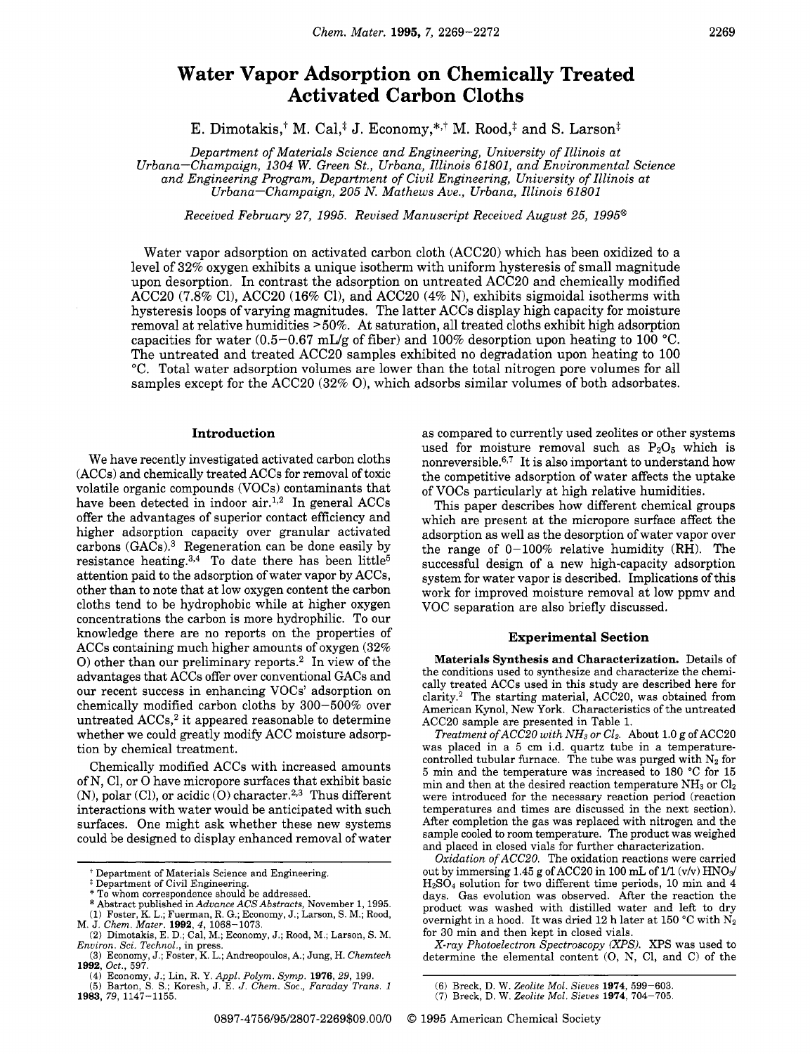# Water Vapor Adsorption on Chemically Treated Activated Carbon Cloths

E. Dimotakis,[†] M. Cal,[‡] J. Economy,[*,†] M. Rood,[‡] and S. Larson[‡]

*Department of Materials Science and Engineering, University of Illinois at Urbana–Champaign, 1304 W. Green St., Urbana, Illinois 61801, and Environmental Science and Engineering Program, Department of Civil Engineering, University of Illinois at Urbana–Champaign, 205 N. Mathews Ave., Urbana, Illinois 61801*

*Received February 27, 1995. Revised Manuscript Received August 25, 1995*[⊗]

Water vapor adsorption on activated carbon cloth (ACC20) which has been oxidized to a level of 32% oxygen exhibits a unique isotherm with uniform hysteresis of small magnitude upon desorption. In contrast the adsorption on untreated ACC20 and chemically modified ACC20 (7.8% Cl), ACC20 (16% Cl), and ACC20 (4% N), exhibits sigmoidal isotherms with hysteresis loops of varying magnitudes. The latter ACCs display high capacity for moisture removal at relative humidities >50%. At saturation, all treated cloths exhibit high adsorption capacities for water (0.5–0.67 mL/g of fiber) and 100% desorption upon heating to 100 °C. The untreated and treated ACC20 samples exhibited no degradation upon heating to 100 °C. Total water adsorption volumes are lower than the total nitrogen pore volumes for all samples except for the ACC20 (32% O), which adsorbs similar volumes of both adsorbates.

## Introduction

We have recently investigated activated carbon cloths (ACCs) and chemically treated ACCs for removal of toxic volatile organic compounds (VOCs) contaminants that have been detected in indoor air.[1,2] In general ACCs offer the advantages of superior contact efficiency and higher adsorption capacity over granular activated carbons (GACs).[3] Regeneration can be done easily by resistance heating.[3,4] To date there has been little[5] attention paid to the adsorption of water vapor by ACCs, other than to note that at low oxygen content the carbon cloths tend to be hydrophobic while at higher oxygen concentrations the carbon is more hydrophilic. To our knowledge there are no reports on the properties of ACCs containing much higher amounts of oxygen (32% O) other than our preliminary reports.[2] In view of the advantages that ACCs offer over conventional GACs and our recent success in enhancing VOCs' adsorption on chemically modified carbon cloths by 300–500% over untreated ACCs,[2] it appeared reasonable to determine whether we could greatly modify ACC moisture adsorption by chemical treatment.

Chemically modified ACCs with increased amounts of N, Cl, or O have micropore surfaces that exhibit basic (N), polar (Cl), or acidic (O) character.[2,3] Thus different interactions with water would be anticipated with such surfaces. One might ask whether these new systems could be designed to display enhanced removal of water as compared to currently used zeolites or other systems used for moisture removal such as $P_2O_5$ which is nonreversible.[6,7] It is also important to understand how the competitive adsorption of water affects the uptake of VOCs particularly at high relative humidities.

This paper describes how different chemical groups which are present at the micropore surface affect the adsorption as well as the desorption of water vapor over the range of 0–100% relative humidity (RH). The successful design of a new high-capacity adsorption system for water vapor is described. Implications of this work for improved moisture removal at low ppmv and VOC separation are also briefly discussed.

## Experimental Section

**Materials Synthesis and Characterization.** Details of the conditions used to synthesize and characterize the chemically treated ACCs used in this study are described here for clarity.[2] The starting material, ACC20, was obtained from American Kynol, New York. Characteristics of the untreated ACC20 sample are presented in Table 1.

*Treatment of ACC20 with $NH_3$ or $Cl_2$.* About 1.0 g of ACC20 was placed in a 5 cm i.d. quartz tube in a temperature-controlled tubular furnace. The tube was purged with $N_2$ for 5 min and the temperature was increased to 180 °C for 15 min and then at the desired reaction temperature $NH_3$ or $Cl_2$ were introduced for the necessary reaction period (reaction temperatures and times are discussed in the next section). After completion the gas was replaced with nitrogen and the sample cooled to room temperature. The product was weighed and placed in closed vials for further characterization.

*Oxidation of ACC20.* The oxidation reactions were carried out by immersing 1.45 g of ACC20 in 100 mL of 1/1 (v/v) $HNO_3$/$H_2SO_4$ solution for two different time periods, 10 min and 4 days. Gas evolution was observed. After the reaction the product was washed with distilled water and left to dry overnight in a hood. It was dried 12 h later at 150 °C with $N_2$ for 30 min and then kept in closed vials.

*X-ray Photoelectron Spectroscopy (XPS).* XPS was used to determine the elemental content (O, N, Cl, and C) of the

---

[†] Department of Materials Science and Engineering.

[‡] Department of Civil Engineering.

[*] To whom correspondence should be addressed.

[⊗] Abstract published in *Advance ACS Abstracts,* November 1, 1995.

(1) Foster, K. L.; Fuerman, R. G.; Economy, J.; Larson, S. M.; Rood, M. J. *Chem. Mater.* **1992**, *4*, 1068–1073.

(2) Dimotakis, E. D.; Cal, M.; Economy, J.; Rood, M.; Larson, S. M. *Environ. Sci. Technol.*, in press.

(3) Economy, J.; Foster, K. L.; Andreopoulos, A.; Jung, H. *Chemtech* **1992**, *Oct.*, 597.

(4) Economy, J.; Lin, R. Y. *Appl. Polym. Symp.* **1976**, *29*, 199.

(5) Barton, S. S.; Koresh, J. E. *J. Chem. Soc., Faraday Trans. 1* **1983**, *79*, 1147–1155.

(6) Breck, D. W. *Zeolite Mol. Sieves* **1974**, 599–603.

(7) Breck, D. W. *Zeolite Mol. Sieves* **1974**, 704–705.

0897-4756/95/2807-2269$09.00/0 © 1995 American Chemical Society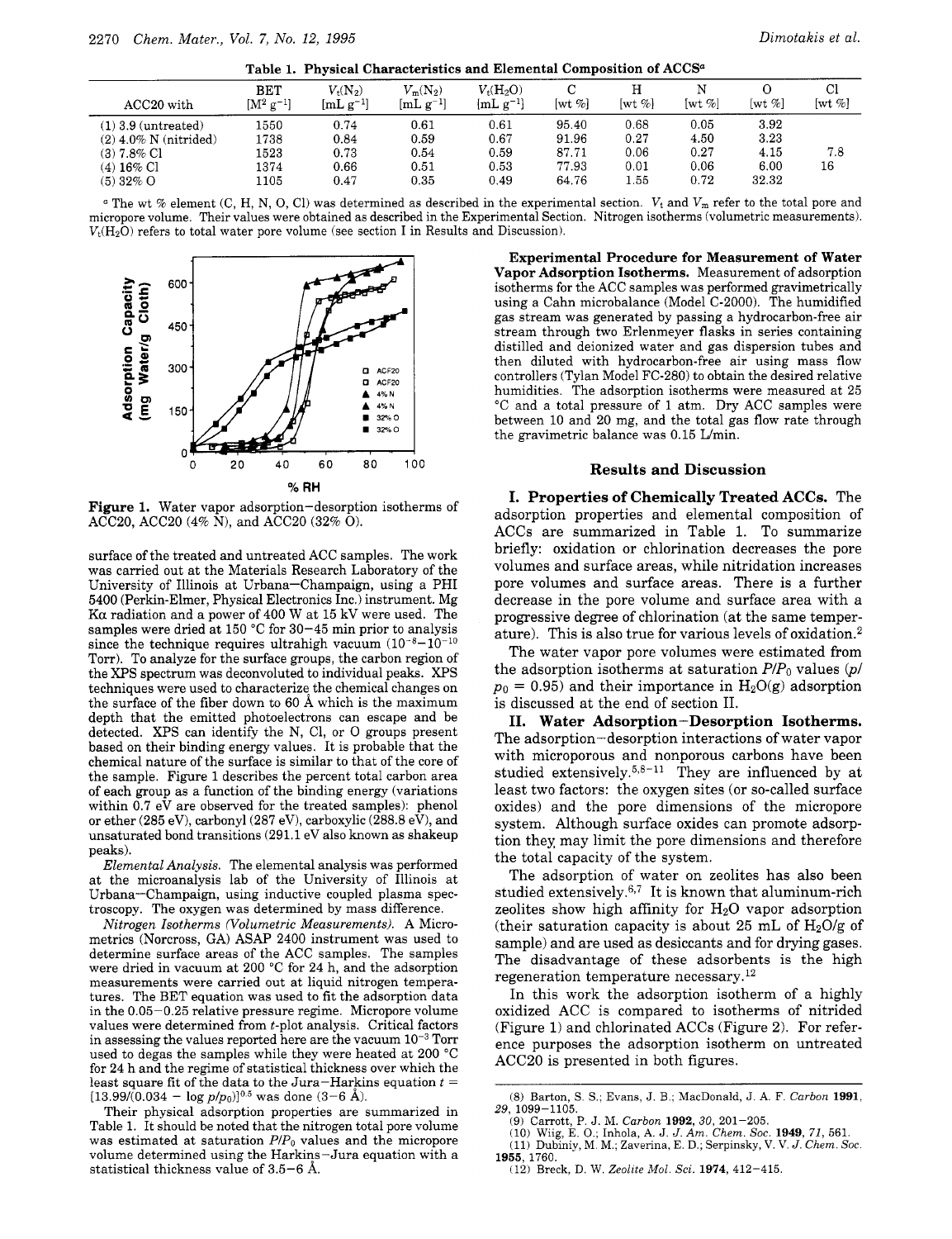Table 1. Physical Characteristics and Elemental Composition of ACCS[a]

| ACC20 with | BET $[M^2 g^{-1}]$ | $V_t(N_2)$ $[mL\ g^{-1}]$ | $V_m(N_2)$ $[mL\ g^{-1}]$ | $V_t(H_2O)$ $[mL\ g^{-1}]$ | C [wt %] | H [wt %] | N [wt %] | O [wt %] | Cl [wt %] |
|---|---|---|---|---|---|---|---|---|---|
| (1) 3.9 (untreated) | 1550 | 0.74 | 0.61 | 0.61 | 95.40 | 0.68 | 0.05 | 3.92 | |
| (2) 4.0% N (nitrided) | 1738 | 0.84 | 0.59 | 0.67 | 91.96 | 0.27 | 4.50 | 3.23 | |
| (3) 7.8% Cl | 1523 | 0.73 | 0.54 | 0.59 | 87.71 | 0.06 | 0.27 | 4.15 | 7.8 |
| (4) 16% Cl | 1374 | 0.66 | 0.51 | 0.53 | 77.93 | 0.01 | 0.06 | 6.00 | 16 |
| (5) 32% O | 1105 | 0.47 | 0.35 | 0.49 | 64.76 | 1.55 | 0.72 | 32.32 | |

[a] The wt % element (C, H, N, O, Cl) was determined as described in the experimental section. $V_t$ and $V_m$ refer to the total pore and micropore volume. Their values were obtained as described in the Experimental Section. Nitrogen isotherms (volumetric measurements). $V_t(H_2O)$ refers to total water pore volume (see section I in Results and Discussion).

Figure 1. Water vapor adsorption–desorption isotherms of ACC20, ACC20 (4% N), and ACC20 (32% O).

surface of the treated and untreated ACC samples. The work was carried out at the Materials Research Laboratory of the University of Illinois at Urbana–Champaign, using a PHI 5400 (Perkin-Elmer, Physical Electronics Inc.) instrument. Mg K$\alpha$ radiation and a power of 400 W at 15 kV were used. The samples were dried at 150 °C for 30–45 min prior to analysis since the technique requires ultrahigh vacuum ($10^{-8}$–$10^{-10}$ Torr). To analyze for the surface groups, the carbon region of the XPS spectrum was deconvoluted to individual peaks. XPS techniques were used to characterize the chemical changes on the surface of the fiber down to 60 Å which is the maximum depth that the emitted photoelectrons can escape and be detected. XPS can identify the N, Cl, or O groups present based on their binding energy values. It is probable that the chemical nature of the surface is similar to that of the core of the sample. Figure 1 describes the percent total carbon area of each group as a function of the binding energy (variations within 0.7 eV are observed for the treated samples): phenol or ether (285 eV), carbonyl (287 eV), carboxylic (288.8 eV), and unsaturated bond transitions (291.1 eV also known as shakeup peaks).

*Elemental Analysis.* The elemental analysis was performed at the microanalysis lab of the University of Illinois at Urbana–Champaign, using inductive coupled plasma spectroscopy. The oxygen was determined by mass difference.

*Nitrogen Isotherms (Volumetric Measurements).* A Micromeritics (Norcross, GA) ASAP 2400 instrument was used to determine surface areas of the ACC samples. The samples were dried in vacuum at 200 °C for 24 h, and the adsorption measurements were carried out at liquid nitrogen temperatures. The BET equation was used to fit the adsorption data in the 0.05–0.25 relative pressure regime. Micropore volume values were determined from *t*-plot analysis. Critical factors in assessing the values reported here are the vacuum $10^{-3}$ Torr used to degas the samples while they were heated at 200 °C for 24 h and the regime of statistical thickness over which the least square fit of the data to the Jura–Harkins equation $t = [13.99/(0.034 - \log p/p_0)]^{0.5}$ was done (3–6 Å).

Their physical adsorption properties are summarized in Table 1. It should be noted that the nitrogen total pore volume was estimated at saturation $P/P_0$ values and the micropore volume determined using the Harkins–Jura equation with a statistical thickness value of 3.5–6 Å.

**Experimental Procedure for Measurement of Water Vapor Adsorption Isotherms.** Measurement of adsorption isotherms for the ACC samples was performed gravimetrically using a Cahn microbalance (Model C-2000). The humidified gas stream was generated by passing a hydrocarbon-free air stream through two Erlenmeyer flasks in series containing distilled and deionized water and gas dispersion tubes and then diluted with hydrocarbon-free air using mass flow controllers (Tylan Model FC-280) to obtain the desired relative humidities. The adsorption isotherms were measured at 25 °C and a total pressure of 1 atm. Dry ACC samples were between 10 and 20 mg, and the total gas flow rate through the gravimetric balance was 0.15 L/min.

## Results and Discussion

**I. Properties of Chemically Treated ACCs.** The adsorption properties and elemental composition of ACCs are summarized in Table 1. To summarize briefly: oxidation or chlorination decreases the pore volumes and surface areas, while nitridation increases pore volumes and surface areas. There is a further decrease in the pore volume and surface area with a progressive degree of chlorination (at the same temperature). This is also true for various levels of oxidation.[2]

The water vapor pore volumes were estimated from the adsorption isotherms at saturation $P/P_0$ values ($p/p_0 = 0.95$) and their importance in $H_2O(g)$ adsorption is discussed at the end of section II.

**II. Water Adsorption–Desorption Isotherms.** The adsorption–desorption interactions of water vapor with microporous and nonporous carbons have been studied extensively.[5,8–11] They are influenced by at least two factors: the oxygen sites (or so-called surface oxides) and the pore dimensions of the micropore system. Although surface oxides can promote adsorption they may limit the pore dimensions and therefore the total capacity of the system.

The adsorption of water on zeolites has also been studied extensively.[6,7] It is known that aluminum-rich zeolites show high affinity for $H_2O$ vapor adsorption (their saturation capacity is about 25 mL of $H_2O$/g of sample) and are used as desiccants and for drying gases. The disadvantage of these adsorbents is the high regeneration temperature necessary.[12]

In this work the adsorption isotherm of a highly oxidized ACC is compared to isotherms of nitrided (Figure 1) and chlorinated ACCs (Figure 2). For reference purposes the adsorption isotherm on untreated ACC20 is presented in both figures.

(8) Barton, S. S.; Evans, J. B.; MacDonald, J. A. F. *Carbon* **1991**, *29*, 1099–1105.
(9) Carrott, P. J. M. *Carbon* **1992**, *30*, 201–205.
(10) Wiig, E. O.; Inhola, A. J. *J. Am. Chem. Soc.* **1949**, *71*, 561.
(11) Dubiniy, M. M.; Zaverina, E. D.; Serpinsky, V. V. *J. Chem. Soc.* **1955**, 1760.
(12) Breck, D. W. *Zeolite Mol. Sci.* **1974**, 412–415.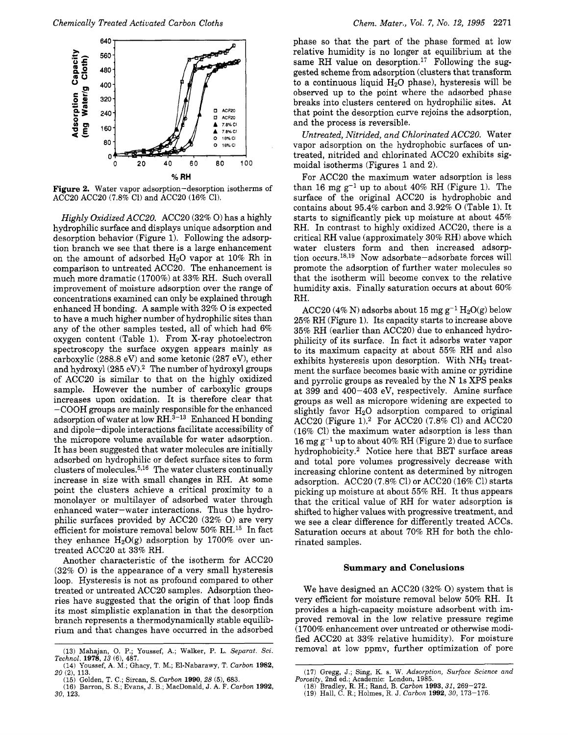Figure 2. Water vapor adsorption–desorption isotherms of ACC20 ACC20 (7.8% Cl) and ACC20 (16% Cl).

*Highly Oxidized ACC20.* ACC20 (32% O) has a highly hydrophilic surface and displays unique adsorption and desorption behavior (Figure 1). Following the adsorption branch we see that there is a large enhancement on the amount of adsorbed $H_2O$ vapor at 10% Rh in comparison to untreated ACC20. The enhancement is much more dramatic (1700%) at 33% RH. Such overall improvement of moisture adsorption over the range of concentrations examined can only be explained through enhanced H bonding. A sample with 32% O is expected to have a much higher number of hydrophilic sites than any of the other samples tested, all of which had 6% oxygen content (Table 1). From X-ray photoelectron spectroscopy the surface oxygen appears mainly as carboxylic (288.8 eV) and some ketonic (287 eV), ether and hydroxyl (285 eV).[2] The number of hydroxyl groups of ACC20 is similar to that on the highly oxidized sample. However the number of carboxylic groups increases upon oxidation. It is therefore clear that –COOH groups are mainly responsible for the enhanced adsorption of water at low RH.[3–13] Enhanced H bonding and dipole–dipole interactions facilitate accessibility of the micropore volume available for water adsorption. It has been suggested that water molecules are initially adsorbed on hydrophilic or defect surface sites to form clusters of molecules.[5,16] The water clusters continually increase in size with small changes in RH. At some point the clusters achieve a critical proximity to a monolayer or multilayer of adsorbed water through enhanced water–water interactions. Thus the hydrophilic surfaces provided by ACC20 (32% O) are very efficient for moisture removal below 50% RH.[15] In fact they enhance $H_2O(g)$ adsorption by 1700% over untreated ACC20 at 33% RH.

Another characteristic of the isotherm for ACC20 (32% O) is the appearance of a very small hysteresis loop. Hysteresis is not as profound compared to other treated or untreated ACC20 samples. Adsorption theories have suggested that the origin of that loop finds its most simplistic explanation in that the desorption branch represents a thermodynamically stable equilibrium and that changes have occurred in the adsorbed phase so that the part of the phase formed at low relative humidity is no longer at equilibrium at the same RH value on desorption.[17] Following the suggested scheme from adsorption (clusters that transform to a continuous liquid $H_2O$ phase), hysteresis will be observed up to the point where the adsorbed phase breaks into clusters centered on hydrophilic sites. At that point the desorption curve rejoins the adsorption, and the process is reversible.

*Untreated, Nitrided, and Chlorinated ACC20.* Water vapor adsorption on the hydrophobic surfaces of untreated, nitrided and chlorinated ACC20 exhibits sigmoidal isotherms (Figures 1 and 2).

For ACC20 the maximum water adsorption is less than 16 mg $g^{-1}$ up to about 40% RH (Figure 1). The surface of the original ACC20 is hydrophobic and contains about 95.4% carbon and 3.92% O (Table 1). It starts to significantly pick up moisture at about 45% RH. In contrast to highly oxidized ACC20, there is a critical RH value (approximately 30% RH) above which water clusters form and then increased adsorption occurs.[18,19] Now adsorbate–adsorbate forces will promote the adsorption of further water molecules so that the isotherm will become convex to the relative humidity axis. Finally saturation occurs at about 60% RH.

ACC20 (4% N) adsorbs about 15 mg $g^{-1}$ $H_2O(g)$ below 25% RH (Figure 1). Its capacity starts to increase above 35% RH (earlier than ACC20) due to enhanced hydrophilicity of its surface. In fact it adsorbs water vapor to its maximum capacity at about 55% RH and also exhibits hysteresis upon desorption. With $NH_3$ treatment the surface becomes basic with amine or pyridine and pyrrolic groups as revealed by the N 1s XPS peaks at 399 and 400–403 eV, respectively. Amine surface groups as well as micropore widening are expected to slightly favor $H_2O$ adsorption compared to original ACC20 (Figure 1).[2] For ACC20 (7.8% Cl) and ACC20 (16% Cl) the maximum water adsorption is less than 16 mg $g^{-1}$ up to about 40% RH (Figure 2) due to surface hydrophobicity.[2] Notice here that BET surface areas and total pore volumes progressively decrease with increasing chlorine content as determined by nitrogen adsorption. ACC20 (7.8% Cl) or ACC20 (16% Cl) starts picking up moisture at about 55% RH. It thus appears that the critical value of RH for water adsorption is shifted to higher values with progressive treatment, and we see a clear difference for differently treated ACCs. Saturation occurs at about 70% RH for both the chlorinated samples.

## Summary and Conclusions

We have designed an ACC20 (32% O) system that is very efficient for moisture removal below 50% RH. It provides a high-capacity moisture adsorbent with improved removal in the low relative pressure regime (1700% enhancement over untreated or otherwise modified ACC20 at 33% relative humidity). For moisture removal at low ppmv, further optimization of pore

(13) Mahajan, O. P.; Youssef, A.; Walker, P. L. *Separat. Sci. Technol.* **1978**, *13* (6), 487.
(14) Youssef, A. M.; Ghacy, T. M.; El-Nabarawy, T. *Carbon* **1982**, *20* (2), 113.
(15) Golden, T. C.; Sircan, S. *Carbon* **1990**, *28* (5), 683.
(16) Barron, S. S.; Evans, J. B.; MacDonald, J. A. F. *Carbon* **1992**, *30*, 123.
(17) Gregg, J.; Sing, K. s. W. *Adsorption, Surface Science and Porosity*, 2nd ed.; Academic: London, 1985.
(18) Bradley, R. H.; Rand, B. *Carbon* **1993**, *31*, 269–272.
(19) Hall, C. R.; Holmes, R. J. *Carbon* **1992**, *30*, 173–176.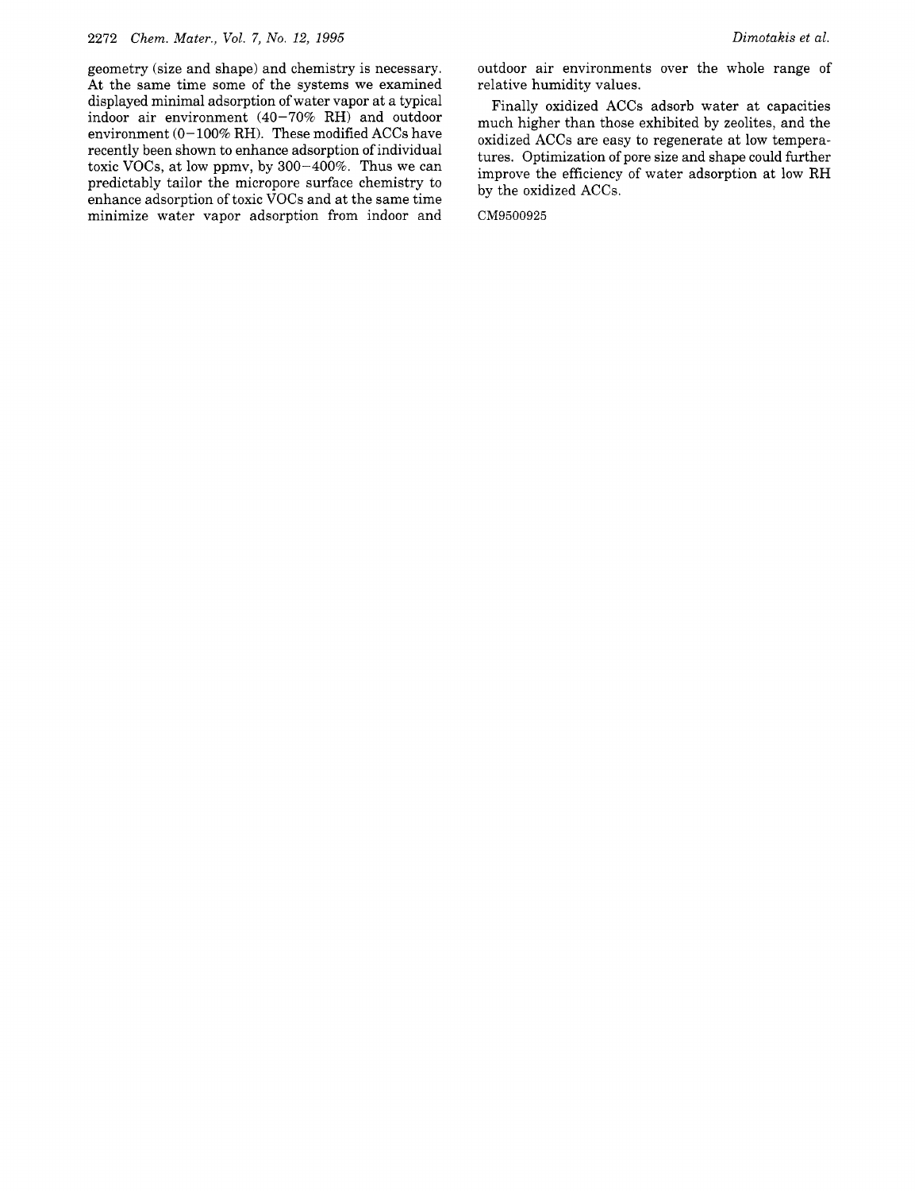geometry (size and shape) and chemistry is necessary. At the same time some of the systems we examined displayed minimal adsorption of water vapor at a typical indoor air environment (40–70% RH) and outdoor environment (0–100% RH). These modified ACCs have recently been shown to enhance adsorption of individual toxic VOCs, at low ppmv, by 300–400%. Thus we can predictably tailor the micropore surface chemistry to enhance adsorption of toxic VOCs and at the same time minimize water vapor adsorption from indoor and outdoor air environments over the whole range of relative humidity values.

Finally oxidized ACCs adsorb water at capacities much higher than those exhibited by zeolites, and the oxidized ACCs are easy to regenerate at low temperatures. Optimization of pore size and shape could further improve the efficiency of water adsorption at low RH by the oxidized ACCs.

CM9500925